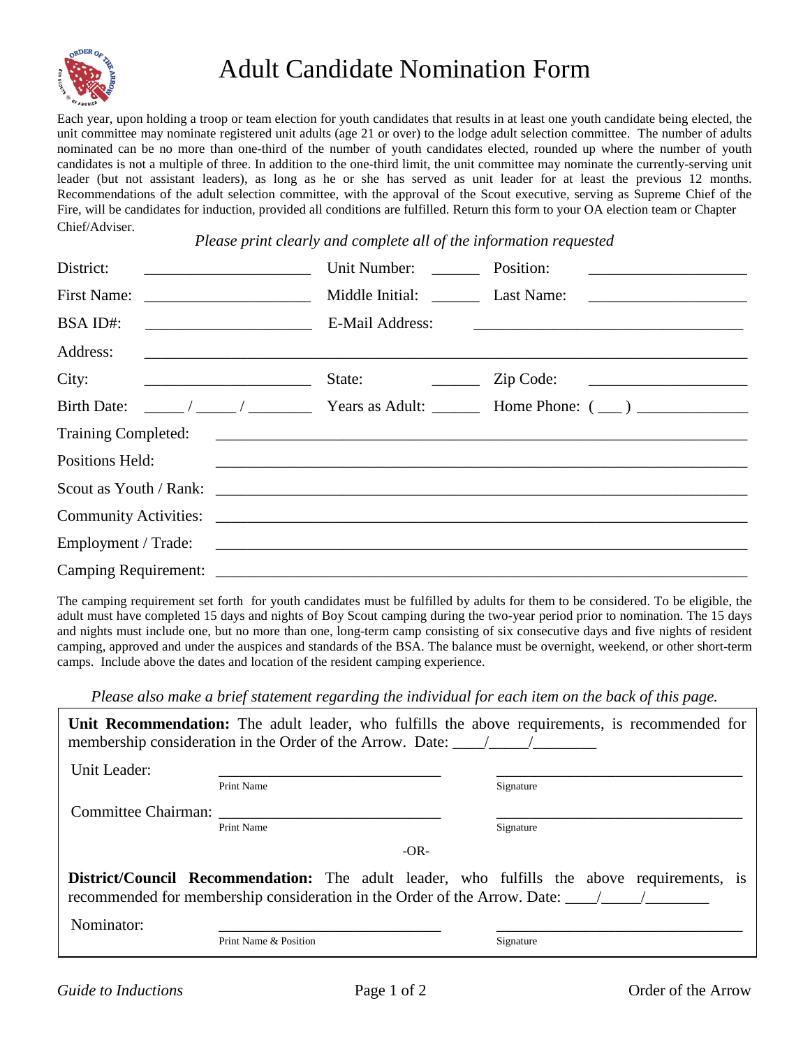# Adult Candidate Nomination Form

Each year, upon holding a troop or team election for youth candidates that results in at least one youth candidate being elected, the unit committee may nominate registered unit adults (age 21 or over) to the lodge adult selection committee. The number of adults nominated can be no more than one-third of the number of youth candidates elected, rounded up where the number of youth candidates is not a multiple of three. In addition to the one-third limit, the unit committee may nominate the currently-serving unit leader (but not assistant leaders), as long as he or she has served as unit leader for at least the previous 12 months. Recommendations of the adult selection committee, with the approval of the Scout executive, serving as Supreme Chief of the Fire, will be candidates for induction, provided all conditions are fulfilled. Return this form to your OA election team or Chapter Chief/Adviser.

*Please print clearly and complete all of the information requested*

District: ____________________ Unit Number: ______ Position: ____________________

First Name: ____________________ Middle Initial: ______ Last Name: ____________________

BSA ID#: ____________________ E-Mail Address: ________________________________

Address: ______________________________________________________________

City: ____________________ State: ______ Zip Code: ____________________

Birth Date: _____ / _____ / ________ Years as Adult: ______ Home Phone: ( ___ ) ______________

Training Completed: ______________________________________________________

Positions Held: ______________________________________________________

Scout as Youth / Rank: ______________________________________________________

Community Activities: ______________________________________________________

Employment / Trade: ______________________________________________________

Camping Requirement: ______________________________________________________

The camping requirement set forth for youth candidates must be fulfilled by adults for them to be considered. To be eligible, the adult must have completed 15 days and nights of Boy Scout camping during the two-year period prior to nomination. The 15 days and nights must include one, but no more than one, long-term camp consisting of six consecutive days and five nights of resident camping, approved and under the auspices and standards of the BSA. The balance must be overnight, weekend, or other short-term camps. Include above the dates and location of the resident camping experience.

*Please also make a brief statement regarding the individual for each item on the back of this page.*

**Unit Recommendation:** The adult leader, who fulfills the above requirements, is recommended for membership consideration in the Order of the Arrow. Date: ____/_____/________

Unit Leader: ____________________________ ________________________________
Print Name Signature

Committee Chairman: ____________________________ ________________________________
Print Name Signature

-OR-

**District/Council Recommendation:** The adult leader, who fulfills the above requirements, is recommended for membership consideration in the Order of the Arrow. Date: ____/_____/________

Nominator: ____________________________ ________________________________
Print Name & Position Signature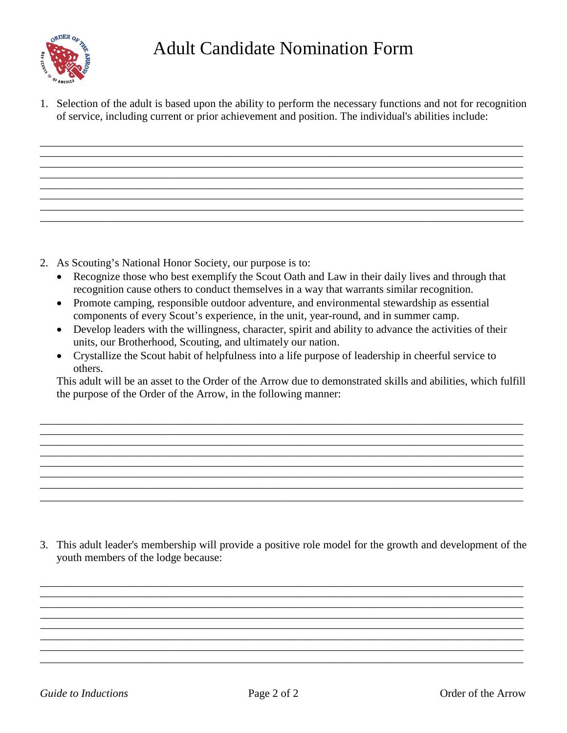# Adult Candidate Nomination Form

1. Selection of the adult is based upon the ability to perform the necessary functions and not for recognition of service, including current or prior achievement and position. The individual's abilities include:

________________________________________________________________________________
________________________________________________________________________________
________________________________________________________________________________
________________________________________________________________________________
________________________________________________________________________________
________________________________________________________________________________
________________________________________________________________________________
________________________________________________________________________________

2. As Scouting's National Honor Society, our purpose is to:
   - Recognize those who best exemplify the Scout Oath and Law in their daily lives and through that recognition cause others to conduct themselves in a way that warrants similar recognition.
   - Promote camping, responsible outdoor adventure, and environmental stewardship as essential components of every Scout's experience, in the unit, year-round, and in summer camp.
   - Develop leaders with the willingness, character, spirit and ability to advance the activities of their units, our Brotherhood, Scouting, and ultimately our nation.
   - Crystallize the Scout habit of helpfulness into a life purpose of leadership in cheerful service to others.

   This adult will be an asset to the Order of the Arrow due to demonstrated skills and abilities, which fulfill the purpose of the Order of the Arrow, in the following manner:

________________________________________________________________________________
________________________________________________________________________________
________________________________________________________________________________
________________________________________________________________________________
________________________________________________________________________________
________________________________________________________________________________
________________________________________________________________________________
________________________________________________________________________________

3. This adult leader's membership will provide a positive role model for the growth and development of the youth members of the lodge because:

________________________________________________________________________________
________________________________________________________________________________
________________________________________________________________________________
________________________________________________________________________________
________________________________________________________________________________
________________________________________________________________________________
________________________________________________________________________________
________________________________________________________________________________